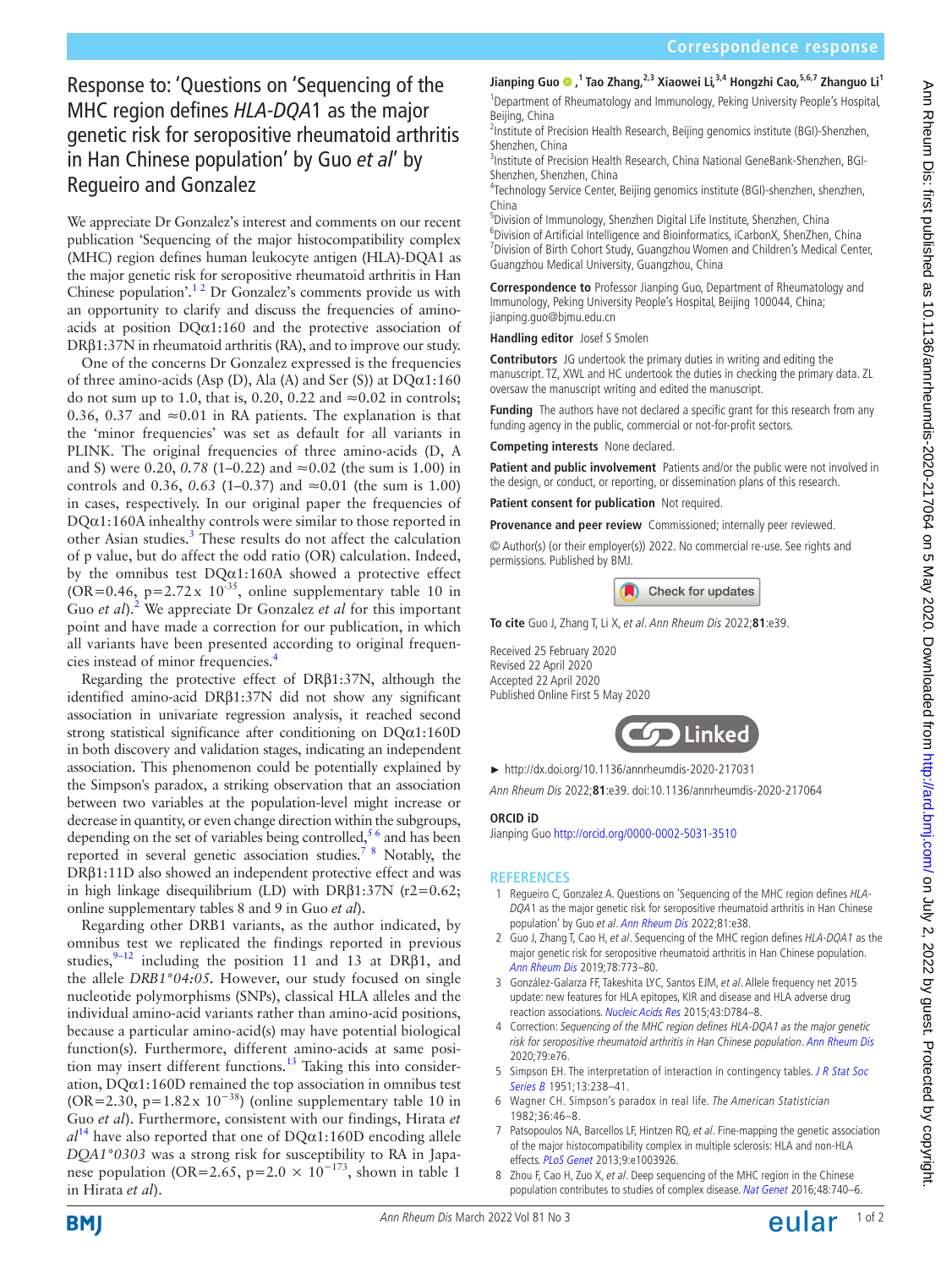# Response to: 'Questions on 'Sequencing of the MHC region defines *HLA-DQA1* as the major genetic risk for seropositive rheumatoid arthritis in Han Chinese population' by Guo *et al*' by Regueiro and Gonzalez

We appreciate Dr Gonzalez's interest and comments on our recent publication 'Sequencing of the major histocompatibility complex (MHC) region defines human leukocyte antigen (HLA)-DQA1 as the major genetic risk for seropositive rheumatoid arthritis in Han Chinese population'.[1 2] Dr Gonzalez's comments provide us with an opportunity to clarify and discuss the frequencies of amino-acids at position DQα1:160 and the protective association of DRβ1:37N in rheumatoid arthritis (RA), and to improve our study.

One of the concerns Dr Gonzalez expressed is the frequencies of three amino-acids (Asp (D), Ala (A) and Ser (S)) at DQα1:160 do not sum up to 1.0, that is, 0.20, 0.22 and ≈0.02 in controls; 0.36, 0.37 and ≈0.01 in RA patients. The explanation is that the 'minor frequencies' was set as default for all variants in PLINK. The original frequencies of three amino-acids (D, A and S) were 0.20, *0.78* (1–0.22) and ≈0.02 (the sum is 1.00) in controls and 0.36, *0.63* (1–0.37) and ≈0.01 (the sum is 1.00) in cases, respectively. In our original paper the frequencies of DQα1:160A inhealthy controls were similar to those reported in other Asian studies.[3] These results do not affect the calculation of p value, but do affect the odd ratio (OR) calculation. Indeed, by the omnibus test DQα1:160A showed a protective effect (OR=0.46, $p=2.72\times10^{-35}$, online supplementary table 10 in Guo *et al*).[2] We appreciate Dr Gonzalez *et al* for this important point and have made a correction for our publication, in which all variants have been presented according to original frequencies instead of minor frequencies.[4]

Regarding the protective effect of DRβ1:37N, although the identified amino-acid DRβ1:37N did not show any significant association in univariate regression analysis, it reached second strong statistical significance after conditioning on DQα1:160D in both discovery and validation stages, indicating an independent association. This phenomenon could be potentially explained by the Simpson's paradox, a striking observation that an association between two variables at the population-level might increase or decrease in quantity, or even change direction within the subgroups, depending on the set of variables being controlled,[5 6] and has been reported in several genetic association studies.[7 8] Notably, the DRβ1:11D also showed an independent protective effect and was in high linkage disequilibrium (LD) with DRβ1:37N ($r2=0.62$; online supplementary tables 8 and 9 in Guo *et al*).

Regarding other DRB1 variants, as the author indicated, by omnibus test we replicated the findings reported in previous studies,[9–12] including the position 11 and 13 at DRβ1, and the allele *DRB1\*04:05*. However, our study focused on single nucleotide polymorphisms (SNPs), classical HLA alleles and the individual amino-acid variants rather than amino-acid positions, because a particular amino-acid(s) may have potential biological function(s). Furthermore, different amino-acids at same position may insert different functions.[13] Taking this into consideration, DQα1:160D remained the top association in omnibus test (OR=2.30, $p=1.82\times10^{-38}$) (online supplementary table 10 in Guo *et al*). Furthermore, consistent with our findings, Hirata *et al*[14] have also reported that one of DQα1:160D encoding allele *DQA1\*0303* was a strong risk for susceptibility to RA in Japanese population (OR=2.65, $p=2.0\times10^{-173}$, shown in table 1 in Hirata *et al*).

**Jianping Guo**[1], **Tao Zhang**[2,3] **Xiaowei Li**[3,4] **Hongzhi Cao**[5,6,7] **Zhanguo Li**[1]

[1]Department of Rheumatology and Immunology, Peking University People's Hospital, Beijing, China
[2]Institute of Precision Health Research, Beijing genomics institute (BGI)-Shenzhen, Shenzhen, China
[3]Institute of Precision Health Research, China National GeneBank-Shenzhen, BGI-Shenzhen, Shenzhen, China
[4]Technology Service Center, Beijing genomics institute (BGI)-shenzhen, shenzhen, China
[5]Division of Immunology, Shenzhen Digital Life Institute, Shenzhen, China
[6]Division of Artificial Intelligence and Bioinformatics, iCarbonX, ShenZhen, China
[7]Division of Birth Cohort Study, Guangzhou Women and Children's Medical Center, Guangzhou Medical University, Guangzhou, China

**Correspondence to** Professor Jianping Guo, Department of Rheumatology and Immunology, Peking University People's Hospital, Beijing 100044, China; jianping.guo@bjmu.edu.cn

**Handling editor** Josef S Smolen

**Contributors** JG undertook the primary duties in writing and editing the manuscript. TZ, XWL and HC undertook the duties in checking the primary data. ZL oversaw the manuscript writing and edited the manuscript.

**Funding** The authors have not declared a specific grant for this research from any funding agency in the public, commercial or not-for-profit sectors.

**Competing interests** None declared.

**Patient and public involvement** Patients and/or the public were not involved in the design, or conduct, or reporting, or dissemination plans of this research.

**Patient consent for publication** Not required.

**Provenance and peer review** Commissioned; internally peer reviewed.

© Author(s) (or their employer(s)) 2022. No commercial re-use. See rights and permissions. Published by BMJ.

**To cite** Guo J, Zhang T, Li X, *et al*. *Ann Rheum Dis* 2022;**81**:e39.

Received 25 February 2020
Revised 22 April 2020
Accepted 22 April 2020
Published Online First 5 May 2020

► http://dx.doi.org/10.1136/annrheumdis-2020-217031

*Ann Rheum Dis* 2022;**81**:e39. doi:10.1136/annrheumdis-2020-217064

**ORCID iD**
Jianping Guo http://orcid.org/0000-0002-5031-3510

## REFERENCES

1. Regueiro C, Gonzalez A. Questions on 'Sequencing of the MHC region defines *HLA-DQA1* as the major genetic risk for seropositive rheumatoid arthritis in Han Chinese population' by Guo *et al*. *Ann Rheum Dis* 2022;81:e38.
2. Guo J, Zhang T, Cao H, *et al*. Sequencing of the MHC region defines *HLA-DQA1* as the major genetic risk for seropositive rheumatoid arthritis in Han Chinese population. *Ann Rheum Dis* 2019;78:773–80.
3. González-Galarza FF, Takeshita LYC, Santos EJM, *et al*. Allele frequency net 2015 update: new features for HLA epitopes, KIR and disease and HLA adverse drug reaction associations. *Nucleic Acids Res* 2015;43:D784–8.
4. Correction: *Sequencing of the MHC region defines HLA-DQA1 as the major genetic risk for seropositive rheumatoid arthritis in Han Chinese population*. *Ann Rheum Dis* 2020;79:e76.
5. Simpson EH. The interpretation of interaction in contingency tables. *J R Stat Soc Series B* 1951;13:238–41.
6. Wagner CH. Simpson's paradox in real life. *The American Statistician* 1982;36:46–8.
7. Patsopoulos NA, Barcellos LF, Hintzen RQ, *et al*. Fine-mapping the genetic association of the major histocompatibility complex in multiple sclerosis: HLA and non-HLA effects. *PLoS Genet* 2013;9:e1003926.
8. Zhou F, Cao H, Zuo X, *et al*. Deep sequencing of the MHC region in the Chinese population contributes to studies of complex disease. *Nat Genet* 2016;48:740–6.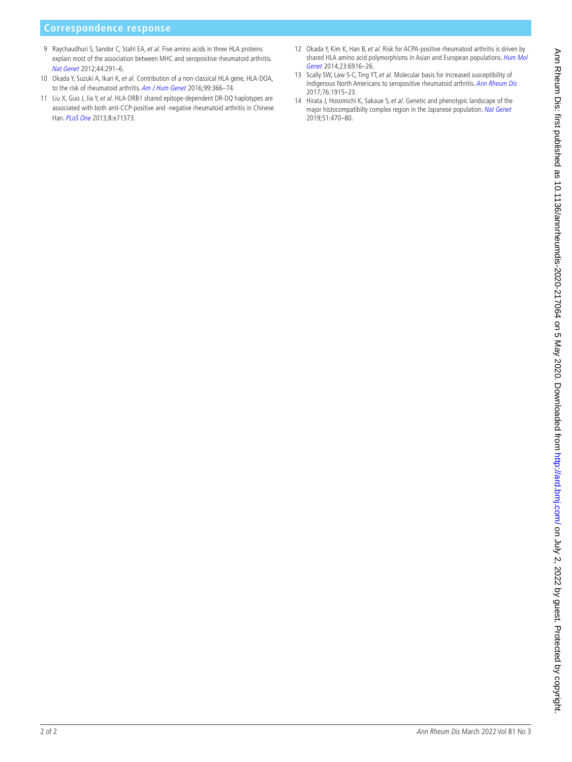9 Raychaudhuri S, Sandor C, Stahl EA, *et al*. Five amino acids in three HLA proteins explain most of the association between MHC and seropositive rheumatoid arthritis. *Nat Genet* 2012;44:291–6.

10 Okada Y, Suzuki A, Ikari K, *et al*. Contribution of a non-classical HLA gene, HLA-DOA, to the risk of rheumatoid arthritis. *Am J Hum Genet* 2016;99:366–74.

11 Liu X, Guo J, Jia Y, *et al*. HLA-DRB1 shared epitope-dependent DR-DQ haplotypes are associated with both anti-CCP-positive and -negative rheumatoid arthritis in Chinese Han. *PLoS One* 2013;8:e71373.

12 Okada Y, Kim K, Han B, *et al*. Risk for ACPA-positive rheumatoid arthritis is driven by shared HLA amino acid polymorphisms in Asian and European populations. *Hum Mol Genet* 2014;23:6916–26.

13 Scally SW, Law S-C, Ting YT, *et al*. Molecular basis for increased susceptibility of Indigenous North Americans to seropositive rheumatoid arthritis. *Ann Rheum Dis* 2017;76:1915–23.

14 Hirata J, Hosomichi K, Sakaue S, *et al*. Genetic and phenotypic landscape of the major histocompatibilty complex region in the Japanese population. *Nat Genet* 2019;51:470–80.